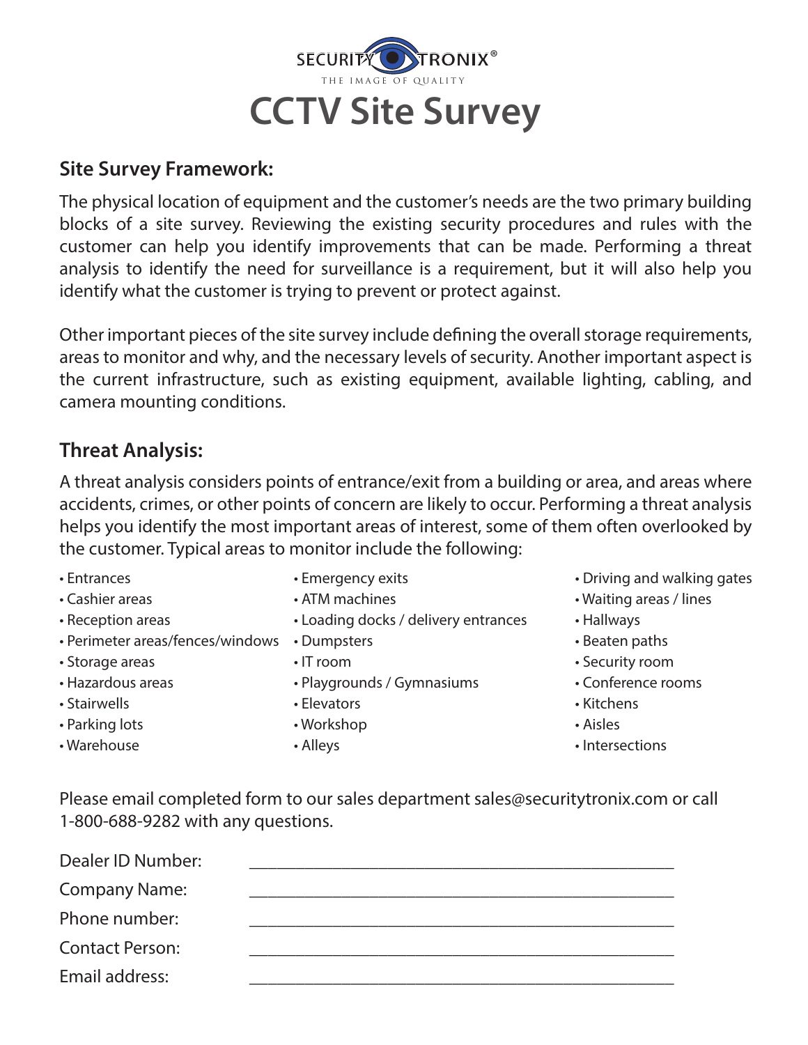SECURITY TRONIX®
THE IMAGE OF QUALITY

# CCTV Site Survey

## Site Survey Framework:

The physical location of equipment and the customer's needs are the two primary building blocks of a site survey. Reviewing the existing security procedures and rules with the customer can help you identify improvements that can be made. Performing a threat analysis to identify the need for surveillance is a requirement, but it will also help you identify what the customer is trying to prevent or protect against.

Other important pieces of the site survey include defining the overall storage requirements, areas to monitor and why, and the necessary levels of security. Another important aspect is the current infrastructure, such as existing equipment, available lighting, cabling, and camera mounting conditions.

## Threat Analysis:

A threat analysis considers points of entrance/exit from a building or area, and areas where accidents, crimes, or other points of concern are likely to occur. Performing a threat analysis helps you identify the most important areas of interest, some of them often overlooked by the customer. Typical areas to monitor include the following:

- Entrances
- Cashier areas
- Reception areas
- Perimeter areas/fences/windows
- Storage areas
- Hazardous areas
- Stairwells
- Parking lots
- Warehouse
- Emergency exits
- ATM machines
- Loading docks / delivery entrances
- Dumpsters
- IT room
- Playgrounds / Gymnasiums
- Elevators
- Workshop
- Alleys
- Driving and walking gates
- Waiting areas / lines
- Hallways
- Beaten paths
- Security room
- Conference rooms
- Kitchens
- Aisles
- Intersections

Please email completed form to our sales department sales@securitytronix.com or call 1-800-688-9282 with any questions.

Dealer ID Number: ______________________________________________

Company Name: ______________________________________________

Phone number: ______________________________________________

Contact Person: ______________________________________________

Email address: ______________________________________________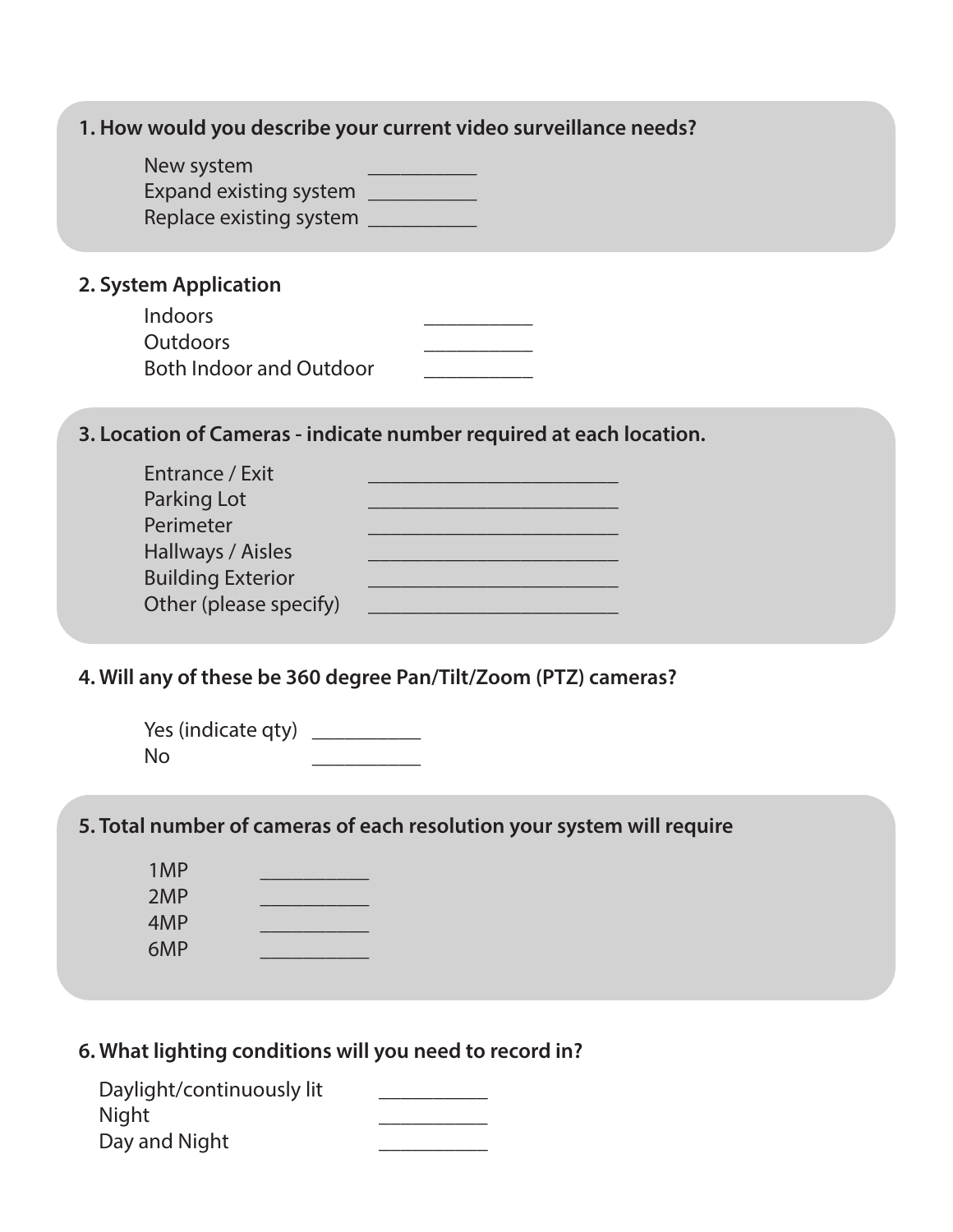**1. How would you describe your current video surveillance needs?**

New system __________
Expand existing system __________
Replace existing system __________

**2. System Application**

Indoors __________
Outdoors __________
Both Indoor and Outdoor __________

**3. Location of Cameras - indicate number required at each location.**

Entrance / Exit ______________________
Parking Lot ______________________
Perimeter ______________________
Hallways / Aisles ______________________
Building Exterior ______________________
Other (please specify) ______________________

**4. Will any of these be 360 degree Pan/Tilt/Zoom (PTZ) cameras?**

Yes (indicate qty) __________
No __________

**5. Total number of cameras of each resolution your system will require**

1MP __________
2MP __________
4MP __________
6MP __________

**6. What lighting conditions will you need to record in?**

Daylight/continuously lit __________
Night __________
Day and Night __________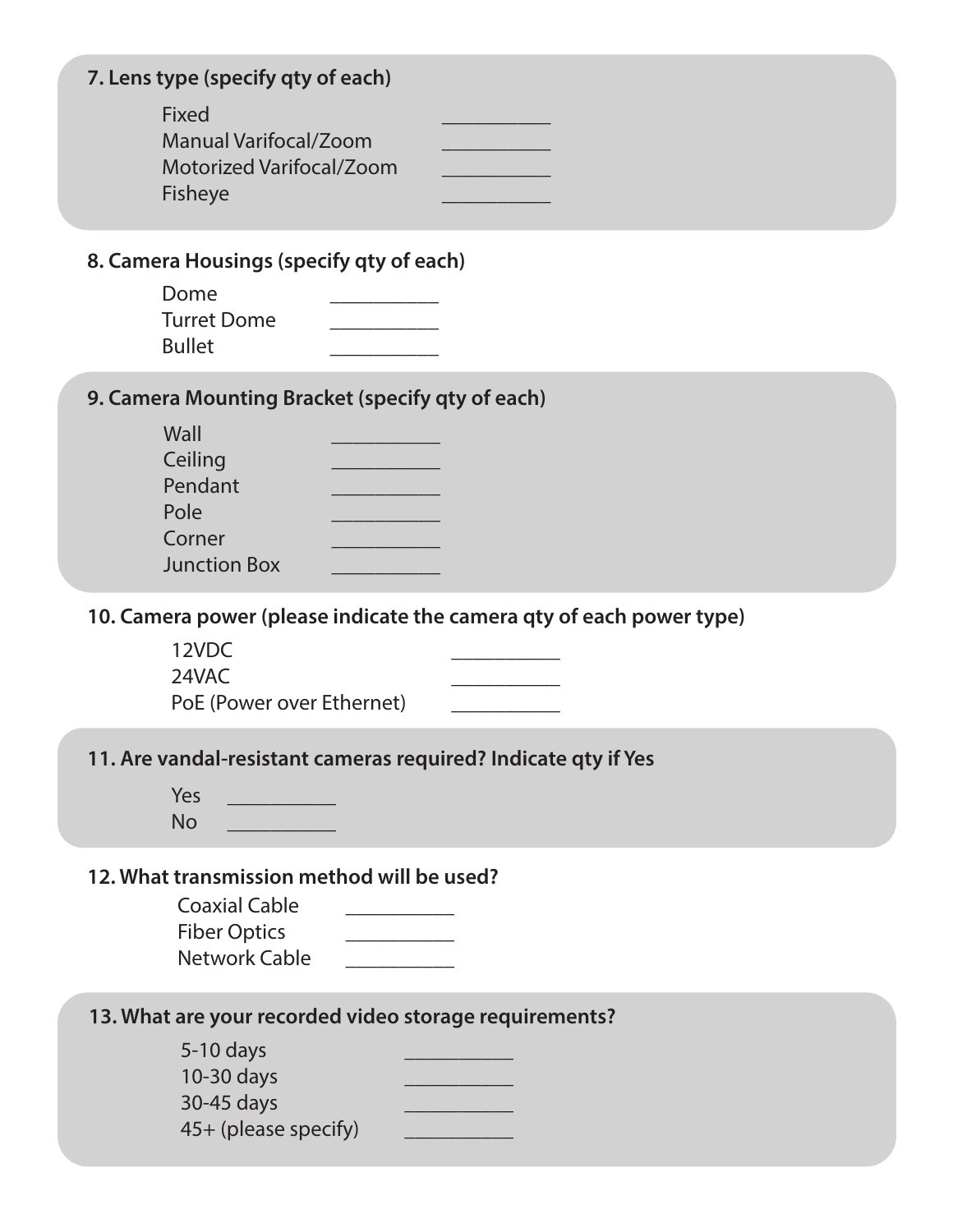**7. Lens type (specify qty of each)**

Fixed __________
Manual Varifocal/Zoom __________
Motorized Varifocal/Zoom __________
Fisheye __________

**8. Camera Housings (specify qty of each)**

Dome __________
Turret Dome __________
Bullet __________

**9. Camera Mounting Bracket (specify qty of each)**

Wall __________
Ceiling __________
Pendant __________
Pole __________
Corner __________
Junction Box __________

**10. Camera power (please indicate the camera qty of each power type)**

12VDC __________
24VAC __________
PoE (Power over Ethernet) __________

**11. Are vandal-resistant cameras required? Indicate qty if Yes**

Yes __________
No __________

**12. What transmission method will be used?**

Coaxial Cable __________
Fiber Optics __________
Network Cable __________

**13. What are your recorded video storage requirements?**

5-10 days __________
10-30 days __________
30-45 days __________
45+ (please specify) __________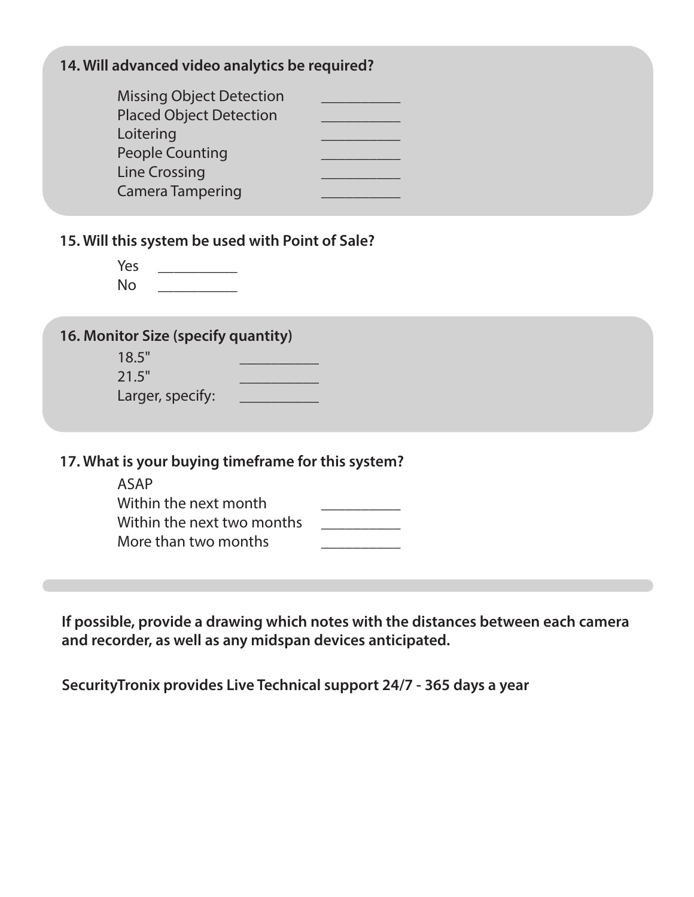**14. Will advanced video analytics be required?**

Missing Object Detection __________
Placed Object Detection __________
Loitering __________
People Counting __________
Line Crossing __________
Camera Tampering __________

**15. Will this system be used with Point of Sale?**

Yes __________
No __________

**16. Monitor Size (specify quantity)**

18.5" __________
21.5" __________
Larger, specify: __________

**17. What is your buying timeframe for this system?**

ASAP
Within the next month __________
Within the next two months __________
More than two months __________

**If possible, provide a drawing which notes with the distances between each camera and recorder, as well as any midspan devices anticipated.**

**SecurityTronix provides Live Technical support 24/7 - 365 days a year**